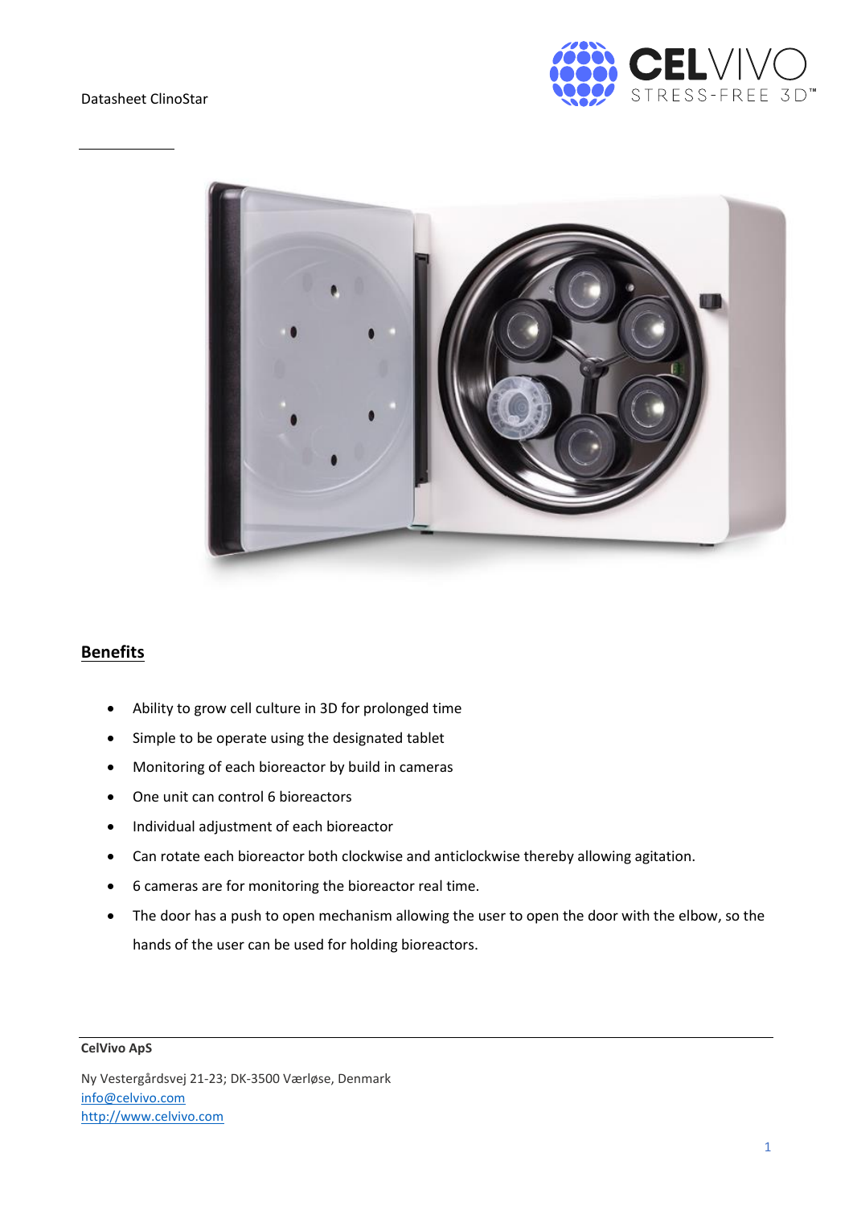Datasheet ClinoStar

## Benefits

- Ability to grow cell culture in 3D for prolonged time
- Simple to be operate using the designated tablet
- Monitoring of each bioreactor by build in cameras
- One unit can control 6 bioreactors
- Individual adjustment of each bioreactor
- Can rotate each bioreactor both clockwise and anticlockwise thereby allowing agitation.
- 6 cameras are for monitoring the bioreactor real time.
- The door has a push to open mechanism allowing the user to open the door with the elbow, so the hands of the user can be used for holding bioreactors.

**CelVivo ApS**

Ny Vestergårdsvej 21-23; DK-3500 Værløse, Denmark
info@celvivo.com
http://www.celvivo.com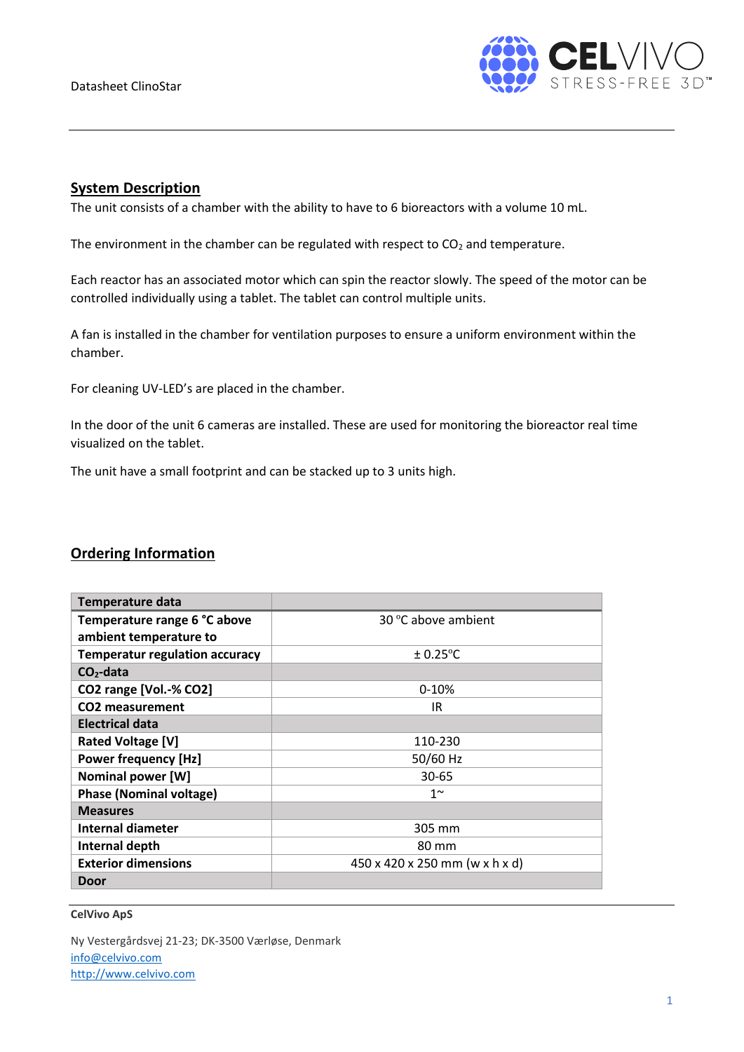## System Description

The unit consists of a chamber with the ability to have to 6 bioreactors with a volume 10 mL.

The environment in the chamber can be regulated with respect to $CO_2$ and temperature.

Each reactor has an associated motor which can spin the reactor slowly. The speed of the motor can be controlled individually using a tablet. The tablet can control multiple units.

A fan is installed in the chamber for ventilation purposes to ensure a uniform environment within the chamber.

For cleaning UV-LED's are placed in the chamber.

In the door of the unit 6 cameras are installed. These are used for monitoring the bioreactor real time visualized on the tablet.

The unit have a small footprint and can be stacked up to 3 units high.

## Ordering Information

| **Temperature data** | |
|---|---|
| **Temperature range 6 °C above ambient temperature to** | 30 °C above ambient |
| **Temperatur regulation accuracy** | ± 0.25°C |
| **$CO_2$-data** | |
| **CO2 range [Vol.-% CO2]** | 0-10% |
| **CO2 measurement** | IR |
| **Electrical data** | |
| **Rated Voltage [V]** | 110-230 |
| **Power frequency [Hz]** | 50/60 Hz |
| **Nominal power [W]** | 30-65 |
| **Phase (Nominal voltage)** | 1~ |
| **Measures** | |
| **Internal diameter** | 305 mm |
| **Internal depth** | 80 mm |
| **Exterior dimensions** | 450 x 420 x 250 mm (w x h x d) |
| **Door** | |

**CelVivo ApS**

Ny Vestergårdsvej 21-23; DK-3500 Værløse, Denmark
info@celvivo.com
http://www.celvivo.com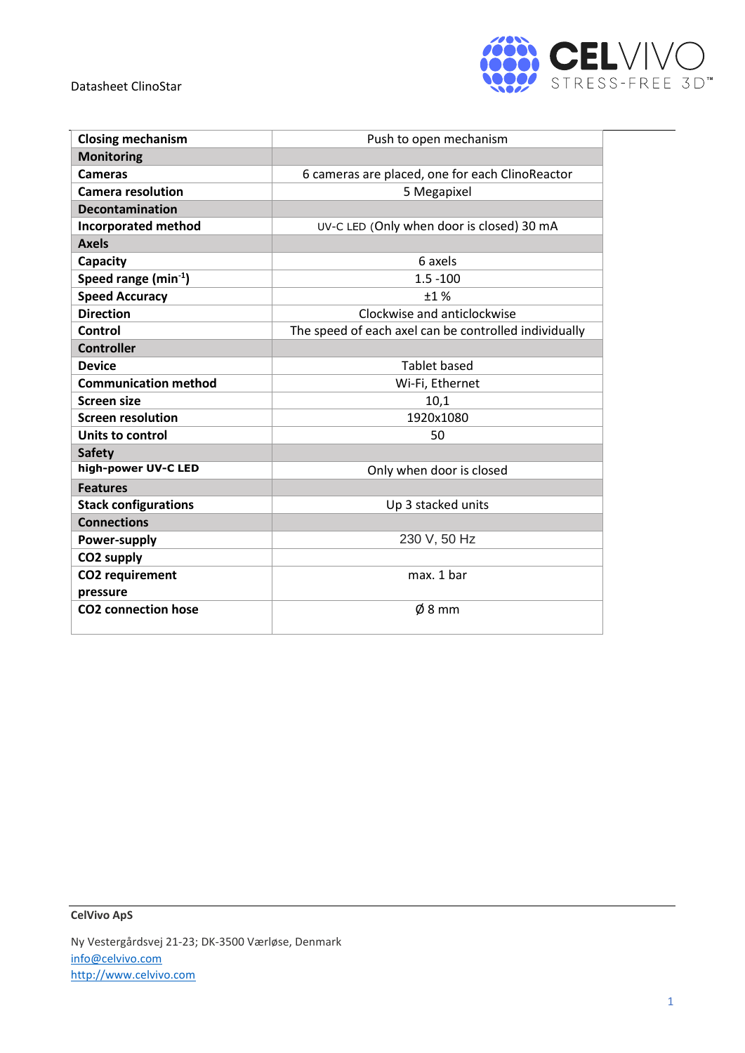| | |
|---|---|
| **Closing mechanism** | Push to open mechanism |
| **Monitoring** | |
| **Cameras** | 6 cameras are placed, one for each ClinoReactor |
| **Camera resolution** | 5 Megapixel |
| **Decontamination** | |
| **Incorporated method** | UV-C LED (Only when door is closed) 30 mA |
| **Axels** | |
| **Capacity** | 6 axels |
| **Speed range (min$^{-1}$)** | 1.5 -100 |
| **Speed Accuracy** | ±1 % |
| **Direction** | Clockwise and anticlockwise |
| **Control** | The speed of each axel can be controlled individually |
| **Controller** | |
| **Device** | Tablet based |
| **Communication method** | Wi-Fi, Ethernet |
| **Screen size** | 10,1 |
| **Screen resolution** | 1920x1080 |
| **Units to control** | 50 |
| **Safety** | |
| **high-power UV-C LED** | Only when door is closed |
| **Features** | |
| **Stack configurations** | Up 3 stacked units |
| **Connections** | |
| **Power-supply** | 230 V, 50 Hz |
| **$CO_2$ supply** | |
| **$CO_2$ requirement pressure** | max. 1 bar |
| **$CO_2$ connection hose** | Ø 8 mm |

**CelVivo ApS**

Ny Vestergårdsvej 21-23; DK-3500 Værløse, Denmark
info@celvivo.com
http://www.celvivo.com